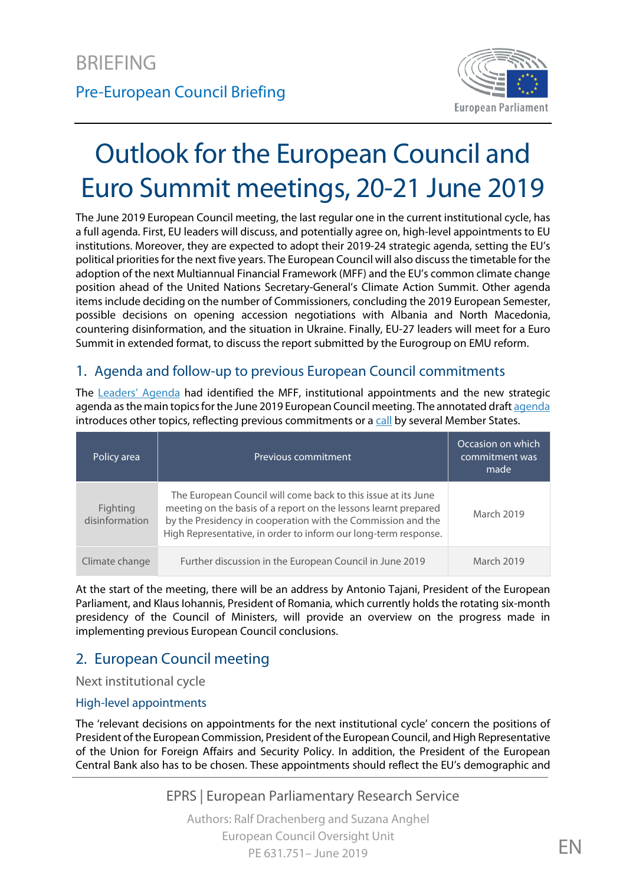BRIEFING

Pre-European Council Briefing

# Outlook for the European Council and Euro Summit meetings, 20-21 June 2019

The June 2019 European Council meeting, the last regular one in the current institutional cycle, has a full agenda. First, EU leaders will discuss, and potentially agree on, high-level appointments to EU institutions. Moreover, they are expected to adopt their 2019-24 strategic agenda, setting the EU's political priorities for the next five years. The European Council will also discuss the timetable for the adoption of the next Multiannual Financial Framework (MFF) and the EU's common climate change position ahead of the United Nations Secretary-General's Climate Action Summit. Other agenda items include deciding on the number of Commissioners, concluding the 2019 European Semester, possible decisions on opening accession negotiations with Albania and North Macedonia, countering disinformation, and the situation in Ukraine. Finally, EU-27 leaders will meet for a Euro Summit in extended format, to discuss the report submitted by the Eurogroup on EMU reform.

## 1. Agenda and follow-up to previous European Council commitments

The Leaders' Agenda had identified the MFF, institutional appointments and the new strategic agenda as the main topics for the June 2019 European Council meeting. The annotated draft agenda introduces other topics, reflecting previous commitments or a call by several Member States.

| Policy area | Previous commitment | Occasion on which commitment was made |
|---|---|---|
| Fighting disinformation | The European Council will come back to this issue at its June meeting on the basis of a report on the lessons learnt prepared by the Presidency in cooperation with the Commission and the High Representative, in order to inform our long-term response. | March 2019 |
| Climate change | Further discussion in the European Council in June 2019 | March 2019 |

At the start of the meeting, there will be an address by Antonio Tajani, President of the European Parliament, and Klaus Iohannis, President of Romania, which currently holds the rotating six-month presidency of the Council of Ministers, will provide an overview on the progress made in implementing previous European Council conclusions.

## 2. European Council meeting

### Next institutional cycle

#### High-level appointments

The 'relevant decisions on appointments for the next institutional cycle' concern the positions of President of the European Commission, President of the European Council, and High Representative of the Union for Foreign Affairs and Security Policy. In addition, the President of the European Central Bank also has to be chosen. These appointments should reflect the EU's demographic and

EPRS | European Parliamentary Research Service

Authors: Ralf Drachenberg and Suzana Anghel
European Council Oversight Unit
PE 631.751– June 2019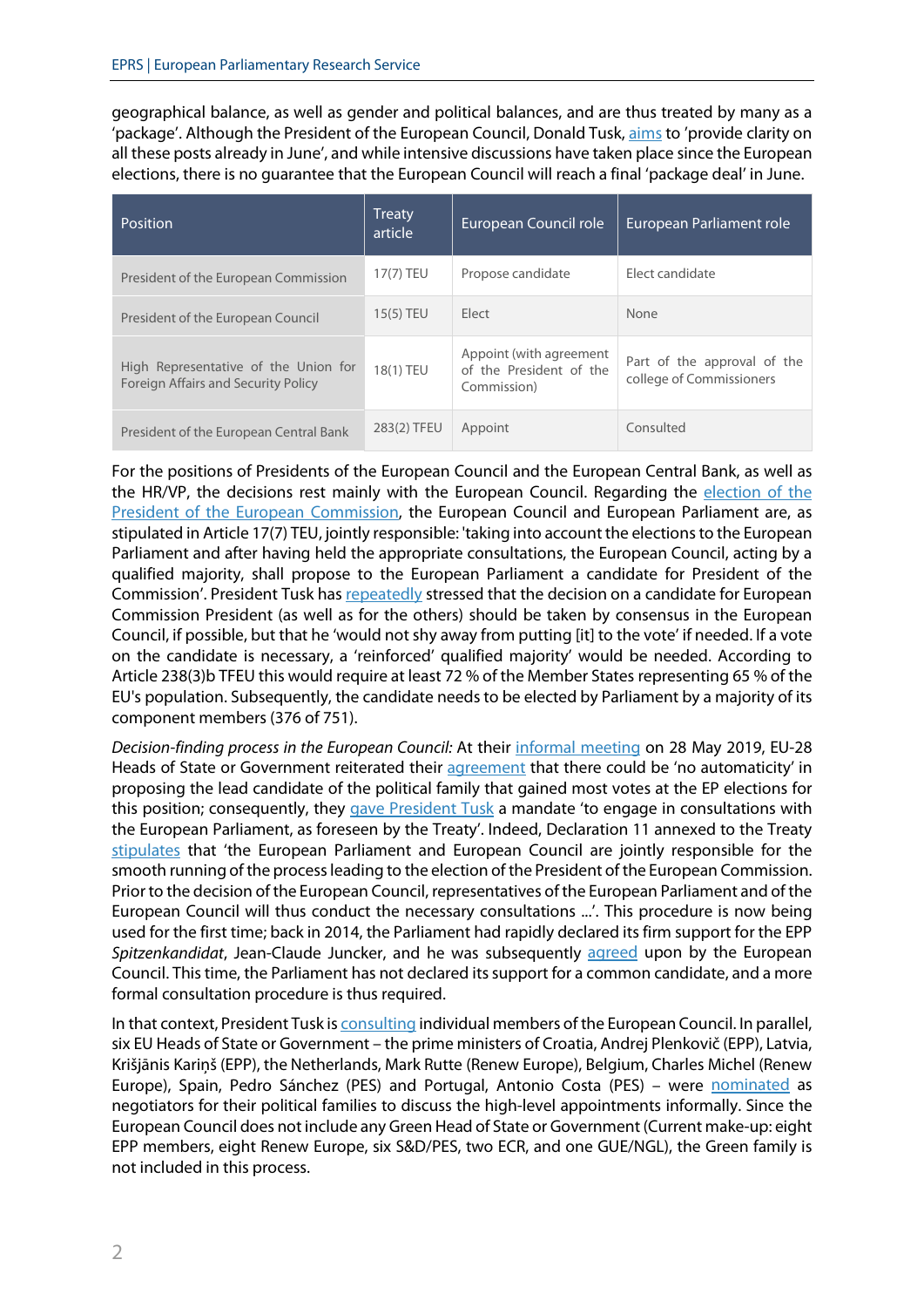geographical balance, as well as gender and political balances, and are thus treated by many as a 'package'. Although the President of the European Council, Donald Tusk, aims to 'provide clarity on all these posts already in June', and while intensive discussions have taken place since the European elections, there is no guarantee that the European Council will reach a final 'package deal' in June.

| Position | Treaty article | European Council role | European Parliament role |
|---|---|---|---|
| President of the European Commission | 17(7) TEU | Propose candidate | Elect candidate |
| President of the European Council | 15(5) TEU | Elect | None |
| High Representative of the Union for Foreign Affairs and Security Policy | 18(1) TEU | Appoint (with agreement of the President of the Commission) | Part of the approval of the college of Commissioners |
| President of the European Central Bank | 283(2) TFEU | Appoint | Consulted |

For the positions of Presidents of the European Council and the European Central Bank, as well as the HR/VP, the decisions rest mainly with the European Council. Regarding the election of the President of the European Commission, the European Council and European Parliament are, as stipulated in Article 17(7) TEU, jointly responsible: 'taking into account the elections to the European Parliament and after having held the appropriate consultations, the European Council, acting by a qualified majority, shall propose to the European Parliament a candidate for President of the Commission'. President Tusk has repeatedly stressed that the decision on a candidate for European Commission President (as well as for the others) should be taken by consensus in the European Council, if possible, but that he 'would not shy away from putting [it] to the vote' if needed. If a vote on the candidate is necessary, a 'reinforced' qualified majority' would be needed. According to Article 238(3)b TFEU this would require at least 72 % of the Member States representing 65 % of the EU's population. Subsequently, the candidate needs to be elected by Parliament by a majority of its component members (376 of 751).

*Decision-finding process in the European Council:* At their informal meeting on 28 May 2019, EU-28 Heads of State or Government reiterated their agreement that there could be 'no automaticity' in proposing the lead candidate of the political family that gained most votes at the EP elections for this position; consequently, they gave President Tusk a mandate 'to engage in consultations with the European Parliament, as foreseen by the Treaty'. Indeed, Declaration 11 annexed to the Treaty stipulates that 'the European Parliament and European Council are jointly responsible for the smooth running of the process leading to the election of the President of the European Commission. Prior to the decision of the European Council, representatives of the European Parliament and of the European Council will thus conduct the necessary consultations ...'. This procedure is now being used for the first time; back in 2014, the Parliament had rapidly declared its firm support for the EPP *Spitzenkandidat*, Jean-Claude Juncker, and he was subsequently agreed upon by the European Council. This time, the Parliament has not declared its support for a common candidate, and a more formal consultation procedure is thus required.

In that context, President Tusk is consulting individual members of the European Council. In parallel, six EU Heads of State or Government – the prime ministers of Croatia, Andrej Plenković (EPP), Latvia, Krišjānis Kariņš (EPP), the Netherlands, Mark Rutte (Renew Europe), Belgium, Charles Michel (Renew Europe), Spain, Pedro Sánchez (PES) and Portugal, Antonio Costa (PES) – were nominated as negotiators for their political families to discuss the high-level appointments informally. Since the European Council does not include any Green Head of State or Government (Current make-up: eight EPP members, eight Renew Europe, six S&D/PES, two ECR, and one GUE/NGL), the Green family is not included in this process.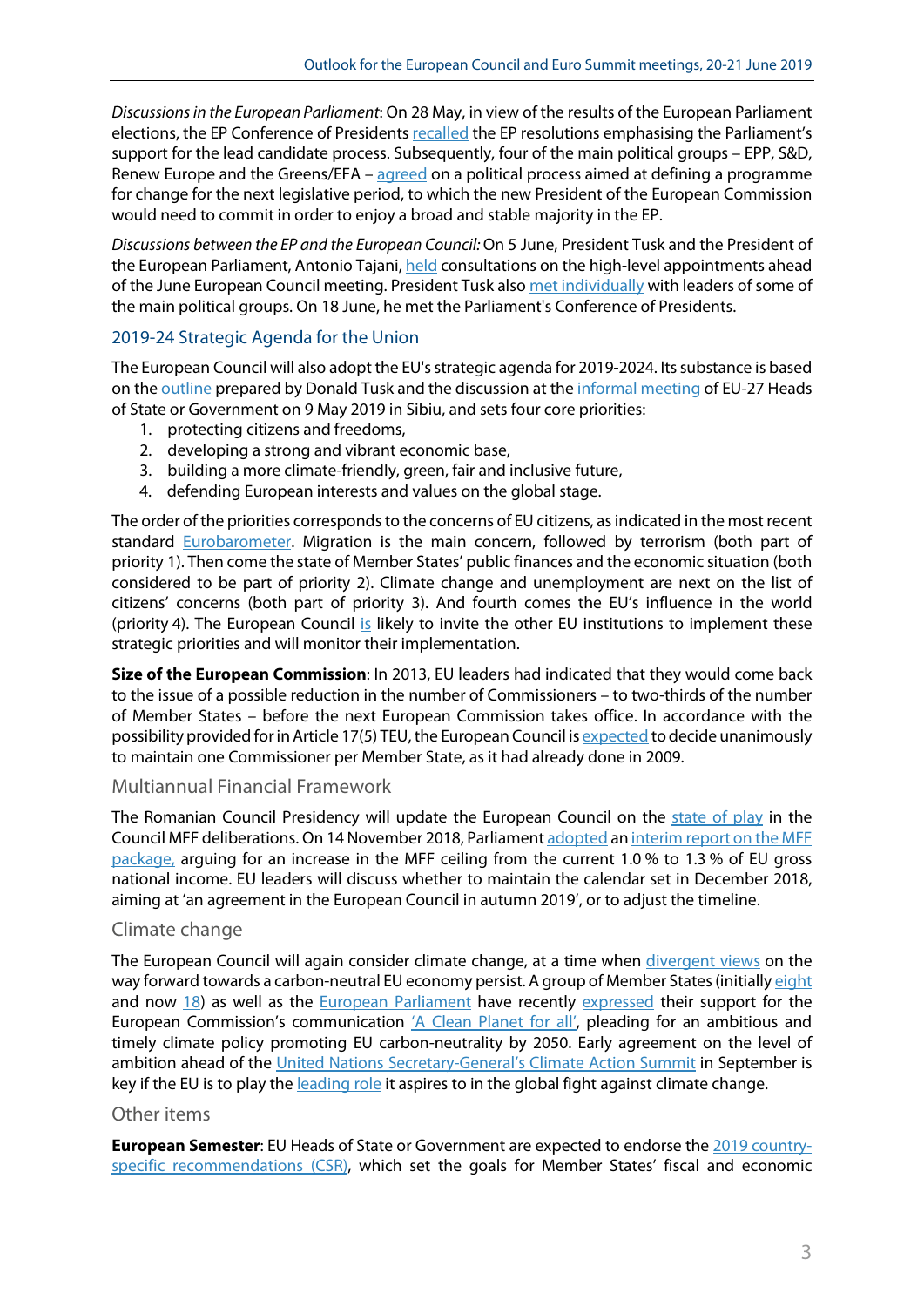*Discussions in the European Parliament*: On 28 May, in view of the results of the European Parliament elections, the EP Conference of Presidents recalled the EP resolutions emphasising the Parliament's support for the lead candidate process. Subsequently, four of the main political groups – EPP, S&D, Renew Europe and the Greens/EFA – agreed on a political process aimed at defining a programme for change for the next legislative period, to which the new President of the European Commission would need to commit in order to enjoy a broad and stable majority in the EP.

*Discussions between the EP and the European Council:* On 5 June, President Tusk and the President of the European Parliament, Antonio Tajani, held consultations on the high-level appointments ahead of the June European Council meeting. President Tusk also met individually with leaders of some of the main political groups. On 18 June, he met the Parliament's Conference of Presidents.

## 2019-24 Strategic Agenda for the Union

The European Council will also adopt the EU's strategic agenda for 2019-2024. Its substance is based on the outline prepared by Donald Tusk and the discussion at the informal meeting of EU-27 Heads of State or Government on 9 May 2019 in Sibiu, and sets four core priorities:

1. protecting citizens and freedoms,
2. developing a strong and vibrant economic base,
3. building a more climate-friendly, green, fair and inclusive future,
4. defending European interests and values on the global stage.

The order of the priorities corresponds to the concerns of EU citizens, as indicated in the most recent standard Eurobarometer. Migration is the main concern, followed by terrorism (both part of priority 1). Then come the state of Member States' public finances and the economic situation (both considered to be part of priority 2). Climate change and unemployment are next on the list of citizens' concerns (both part of priority 3). And fourth comes the EU's influence in the world (priority 4). The European Council is likely to invite the other EU institutions to implement these strategic priorities and will monitor their implementation.

**Size of the European Commission**: In 2013, EU leaders had indicated that they would come back to the issue of a possible reduction in the number of Commissioners – to two-thirds of the number of Member States – before the next European Commission takes office. In accordance with the possibility provided for in Article 17(5) TEU, the European Council is expected to decide unanimously to maintain one Commissioner per Member State, as it had already done in 2009.

### Multiannual Financial Framework

The Romanian Council Presidency will update the European Council on the state of play in the Council MFF deliberations. On 14 November 2018, Parliament adopted an interim report on the MFF package, arguing for an increase in the MFF ceiling from the current 1.0 % to 1.3 % of EU gross national income. EU leaders will discuss whether to maintain the calendar set in December 2018, aiming at 'an agreement in the European Council in autumn 2019', or to adjust the timeline.

### Climate change

The European Council will again consider climate change, at a time when divergent views on the way forward towards a carbon-neutral EU economy persist. A group of Member States (initially eight and now 18) as well as the European Parliament have recently expressed their support for the European Commission's communication 'A Clean Planet for all', pleading for an ambitious and timely climate policy promoting EU carbon-neutrality by 2050. Early agreement on the level of ambition ahead of the United Nations Secretary-General's Climate Action Summit in September is key if the EU is to play the leading role it aspires to in the global fight against climate change.

### Other items

**European Semester**: EU Heads of State or Government are expected to endorse the 2019 country-specific recommendations (CSR), which set the goals for Member States' fiscal and economic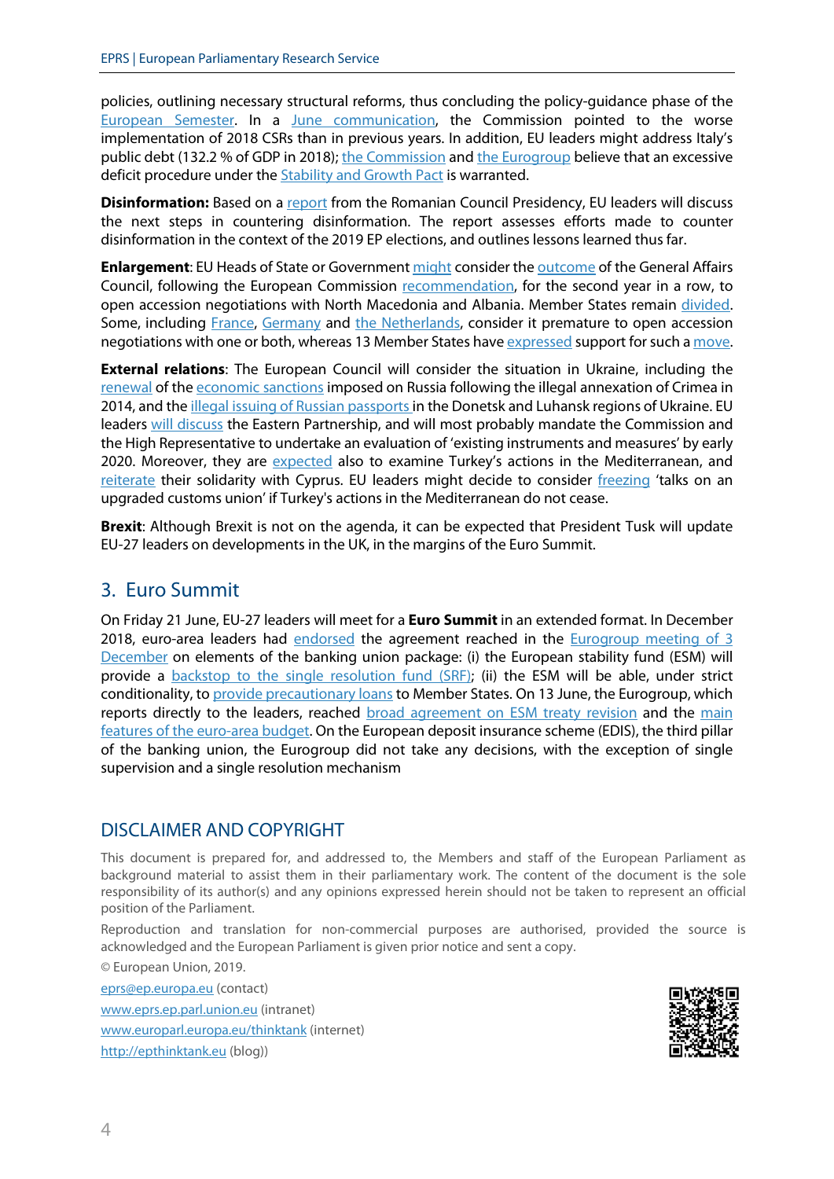policies, outlining necessary structural reforms, thus concluding the policy-guidance phase of the European Semester. In a June communication, the Commission pointed to the worse implementation of 2018 CSRs than in previous years. In addition, EU leaders might address Italy's public debt (132.2 % of GDP in 2018); the Commission and the Eurogroup believe that an excessive deficit procedure under the Stability and Growth Pact is warranted.

**Disinformation:** Based on a report from the Romanian Council Presidency, EU leaders will discuss the next steps in countering disinformation. The report assesses efforts made to counter disinformation in the context of the 2019 EP elections, and outlines lessons learned thus far.

**Enlargement**: EU Heads of State or Government might consider the outcome of the General Affairs Council, following the European Commission recommendation, for the second year in a row, to open accession negotiations with North Macedonia and Albania. Member States remain divided. Some, including France, Germany and the Netherlands, consider it premature to open accession negotiations with one or both, whereas 13 Member States have expressed support for such a move.

**External relations**: The European Council will consider the situation in Ukraine, including the renewal of the economic sanctions imposed on Russia following the illegal annexation of Crimea in 2014, and the illegal issuing of Russian passports in the Donetsk and Luhansk regions of Ukraine. EU leaders will discuss the Eastern Partnership, and will most probably mandate the Commission and the High Representative to undertake an evaluation of 'existing instruments and measures' by early 2020. Moreover, they are expected also to examine Turkey's actions in the Mediterranean, and reiterate their solidarity with Cyprus. EU leaders might decide to consider freezing 'talks on an upgraded customs union' if Turkey's actions in the Mediterranean do not cease.

**Brexit**: Although Brexit is not on the agenda, it can be expected that President Tusk will update EU-27 leaders on developments in the UK, in the margins of the Euro Summit.

## 3. Euro Summit

On Friday 21 June, EU-27 leaders will meet for a **Euro Summit** in an extended format. In December 2018, euro-area leaders had endorsed the agreement reached in the Eurogroup meeting of 3 December on elements of the banking union package: (i) the European stability fund (ESM) will provide a backstop to the single resolution fund (SRF); (ii) the ESM will be able, under strict conditionality, to provide precautionary loans to Member States. On 13 June, the Eurogroup, which reports directly to the leaders, reached broad agreement on ESM treaty revision and the main features of the euro-area budget. On the European deposit insurance scheme (EDIS), the third pillar of the banking union, the Eurogroup did not take any decisions, with the exception of single supervision and a single resolution mechanism

## DISCLAIMER AND COPYRIGHT

This document is prepared for, and addressed to, the Members and staff of the European Parliament as background material to assist them in their parliamentary work. The content of the document is the sole responsibility of its author(s) and any opinions expressed herein should not be taken to represent an official position of the Parliament.

Reproduction and translation for non-commercial purposes are authorised, provided the source is acknowledged and the European Parliament is given prior notice and sent a copy.

© European Union, 2019.

eprs@ep.europa.eu (contact)

www.eprs.ep.parl.union.eu (intranet)

www.europarl.europa.eu/thinktank (internet)

http://epthinktank.eu (blog))